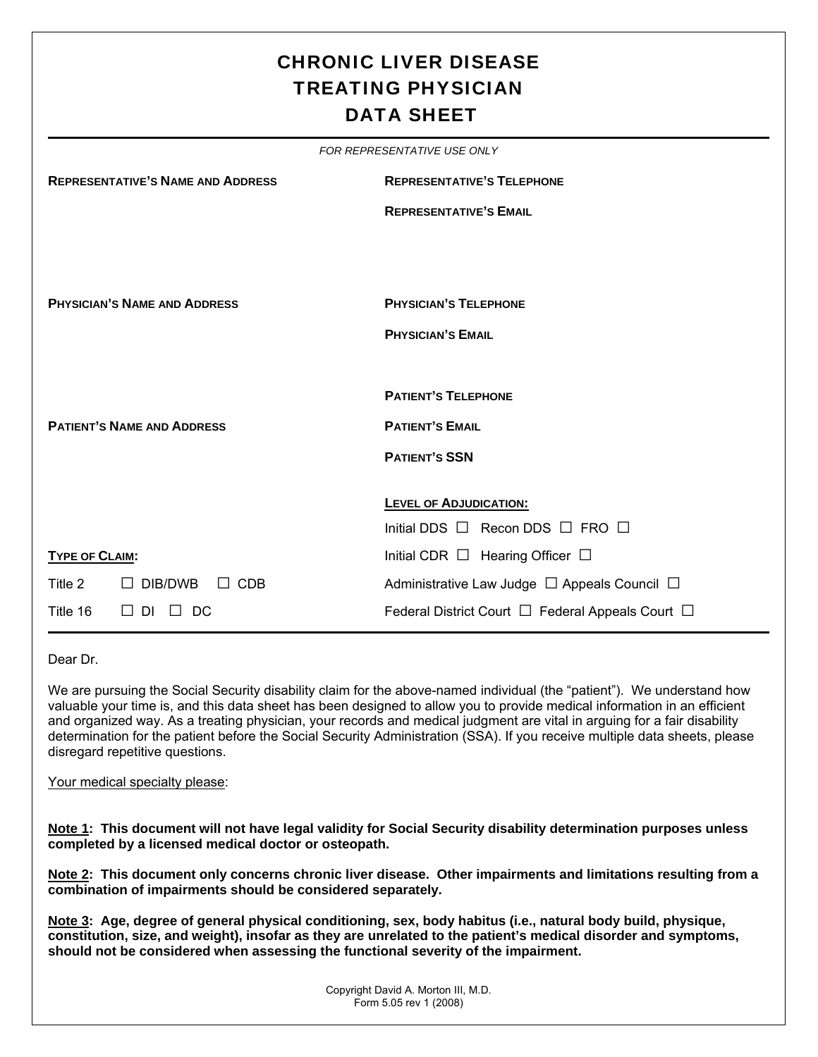# CHRONIC LIVER DISEASE
# TREATING PHYSICIAN
# DATA SHEET

*FOR REPRESENTATIVE USE ONLY*

**REPRESENTATIVE'S NAME AND ADDRESS**

**REPRESENTATIVE'S TELEPHONE**

**REPRESENTATIVE'S EMAIL**

**PHYSICIAN'S NAME AND ADDRESS**

**PHYSICIAN'S TELEPHONE**

**PHYSICIAN'S EMAIL**

**PATIENT'S TELEPHONE**

**PATIENT'S NAME AND ADDRESS**

**PATIENT'S EMAIL**

**PATIENT'S SSN**

**LEVEL OF ADJUDICATION:**

Initial DDS ☐ Recon DDS ☐ FRO ☐

Initial CDR ☐ Hearing Officer ☐

Administrative Law Judge ☐ Appeals Council ☐

Federal District Court ☐ Federal Appeals Court ☐

**TYPE OF CLAIM:**

Title 2 ☐ DIB/DWB ☐ CDB

Title 16 ☐ DI ☐ DC

Dear Dr.

We are pursuing the Social Security disability claim for the above-named individual (the "patient"). We understand how valuable your time is, and this data sheet has been designed to allow you to provide medical information in an efficient and organized way. As a treating physician, your records and medical judgment are vital in arguing for a fair disability determination for the patient before the Social Security Administration (SSA). If you receive multiple data sheets, please disregard repetitive questions.

Your medical specialty please:

**Note 1: This document will not have legal validity for Social Security disability determination purposes unless completed by a licensed medical doctor or osteopath.**

**Note 2: This document only concerns chronic liver disease. Other impairments and limitations resulting from a combination of impairments should be considered separately.**

**Note 3: Age, degree of general physical conditioning, sex, body habitus (i.e., natural body build, physique, constitution, size, and weight), insofar as they are unrelated to the patient's medical disorder and symptoms, should not be considered when assessing the functional severity of the impairment.**

Copyright David A. Morton III, M.D.
Form 5.05 rev 1 (2008)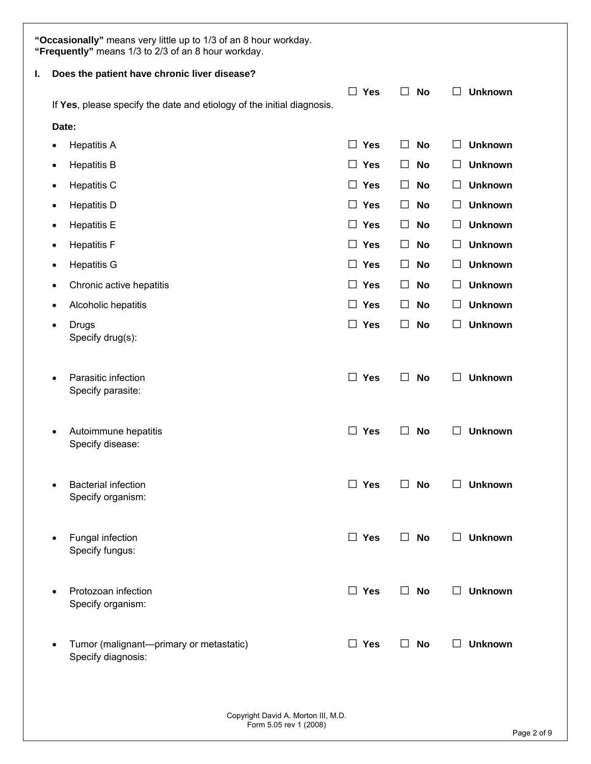**"Occasionally"** means very little up to 1/3 of an 8 hour workday.
**"Frequently"** means 1/3 to 2/3 of an 8 hour workday.

**I. Does the patient have chronic liver disease?**

☐ **Yes** ☐ **No** ☐ **Unknown**

If **Yes**, please specify the date and etiology of the initial diagnosis.

**Date:**

| | | | |
|---|---|---|---|
| • Hepatitis A | ☐ **Yes** | ☐ **No** | ☐ **Unknown** |
| • Hepatitis B | ☐ **Yes** | ☐ **No** | ☐ **Unknown** |
| • Hepatitis C | ☐ **Yes** | ☐ **No** | ☐ **Unknown** |
| • Hepatitis D | ☐ **Yes** | ☐ **No** | ☐ **Unknown** |
| • Hepatitis E | ☐ **Yes** | ☐ **No** | ☐ **Unknown** |
| • Hepatitis F | ☐ **Yes** | ☐ **No** | ☐ **Unknown** |
| • Hepatitis G | ☐ **Yes** | ☐ **No** | ☐ **Unknown** |
| • Chronic active hepatitis | ☐ **Yes** | ☐ **No** | ☐ **Unknown** |
| • Alcoholic hepatitis | ☐ **Yes** | ☐ **No** | ☐ **Unknown** |
| • Drugs<br>Specify drug(s): | ☐ **Yes** | ☐ **No** | ☐ **Unknown** |
| • Parasitic infection<br>Specify parasite: | ☐ **Yes** | ☐ **No** | ☐ **Unknown** |
| • Autoimmune hepatitis<br>Specify disease: | ☐ **Yes** | ☐ **No** | ☐ **Unknown** |
| • Bacterial infection<br>Specify organism: | ☐ **Yes** | ☐ **No** | ☐ **Unknown** |
| • Fungal infection<br>Specify fungus: | ☐ **Yes** | ☐ **No** | ☐ **Unknown** |
| • Protozoan infection<br>Specify organism: | ☐ **Yes** | ☐ **No** | ☐ **Unknown** |
| • Tumor (malignant—primary or metastatic)<br>Specify diagnosis: | ☐ **Yes** | ☐ **No** | ☐ **Unknown** |

Copyright David A. Morton III, M.D.
Form 5.05 rev 1 (2008)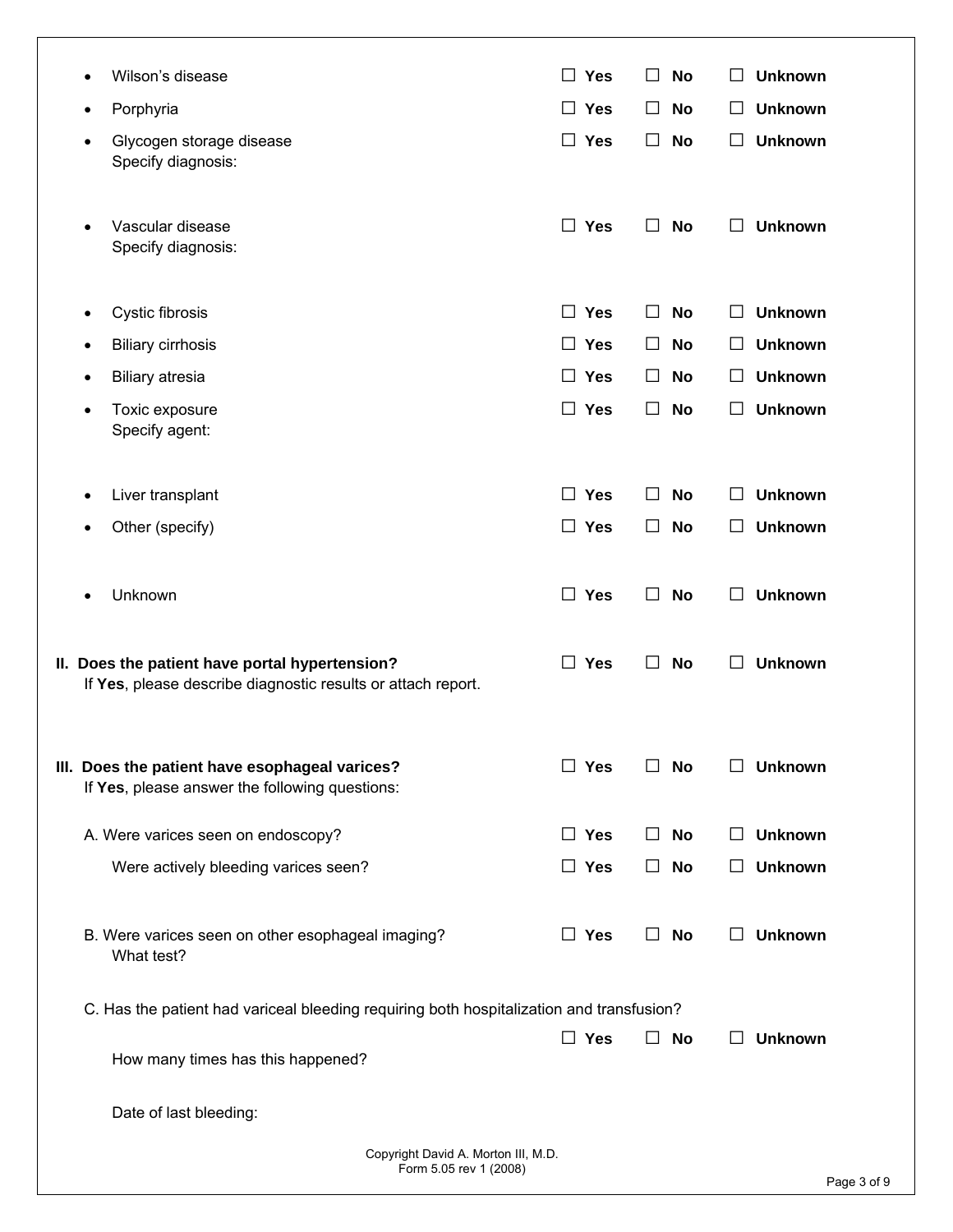- Wilson's disease ☐ **Yes** ☐ **No** ☐ **Unknown**
- Porphyria ☐ **Yes** ☐ **No** ☐ **Unknown**
- Glycogen storage disease ☐ **Yes** ☐ **No** ☐ **Unknown**
  Specify diagnosis:
- Vascular disease ☐ **Yes** ☐ **No** ☐ **Unknown**
  Specify diagnosis:
- Cystic fibrosis ☐ **Yes** ☐ **No** ☐ **Unknown**
- Biliary cirrhosis ☐ **Yes** ☐ **No** ☐ **Unknown**
- Biliary atresia ☐ **Yes** ☐ **No** ☐ **Unknown**
- Toxic exposure ☐ **Yes** ☐ **No** ☐ **Unknown**
  Specify agent:
- Liver transplant ☐ **Yes** ☐ **No** ☐ **Unknown**
- Other (specify) ☐ **Yes** ☐ **No** ☐ **Unknown**
- Unknown ☐ **Yes** ☐ **No** ☐ **Unknown**

**II. Does the patient have portal hypertension?** ☐ **Yes** ☐ **No** ☐ **Unknown**
If **Yes**, please describe diagnostic results or attach report.

**III. Does the patient have esophageal varices?** ☐ **Yes** ☐ **No** ☐ **Unknown**
If **Yes**, please answer the following questions:

A. Were varices seen on endoscopy? ☐ **Yes** ☐ **No** ☐ **Unknown**

Were actively bleeding varices seen? ☐ **Yes** ☐ **No** ☐ **Unknown**

B. Were varices seen on other esophageal imaging? ☐ **Yes** ☐ **No** ☐ **Unknown**
What test?

C. Has the patient had variceal bleeding requiring both hospitalization and transfusion?
☐ **Yes** ☐ **No** ☐ **Unknown**

How many times has this happened?

Date of last bleeding:

Copyright David A. Morton III, M.D.
Form 5.05 rev 1 (2008)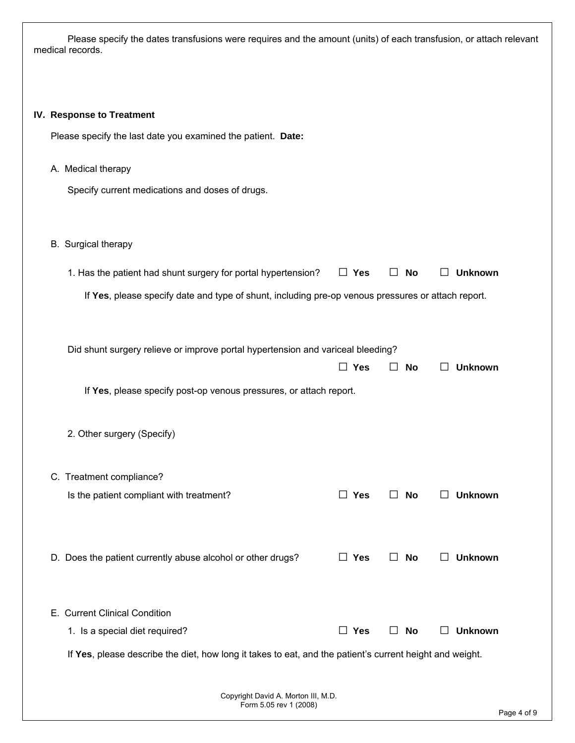Please specify the dates transfusions were requires and the amount (units) of each transfusion, or attach relevant medical records.

## IV. Response to Treatment

Please specify the last date you examined the patient. **Date:**

A. Medical therapy

Specify current medications and doses of drugs.

B. Surgical therapy

1. Has the patient had shunt surgery for portal hypertension? ☐ **Yes** ☐ **No** ☐ **Unknown**

   If **Yes**, please specify date and type of shunt, including pre-op venous pressures or attach report.

   Did shunt surgery relieve or improve portal hypertension and variceal bleeding? ☐ **Yes** ☐ **No** ☐ **Unknown**

   If **Yes**, please specify post-op venous pressures, or attach report.

2. Other surgery (Specify)

C. Treatment compliance?

Is the patient compliant with treatment? ☐ **Yes** ☐ **No** ☐ **Unknown**

D. Does the patient currently abuse alcohol or other drugs? ☐ **Yes** ☐ **No** ☐ **Unknown**

E. Current Clinical Condition

1. Is a special diet required? ☐ **Yes** ☐ **No** ☐ **Unknown**

If **Yes**, please describe the diet, how long it takes to eat, and the patient's current height and weight.

Copyright David A. Morton III, M.D.
Form 5.05 rev 1 (2008)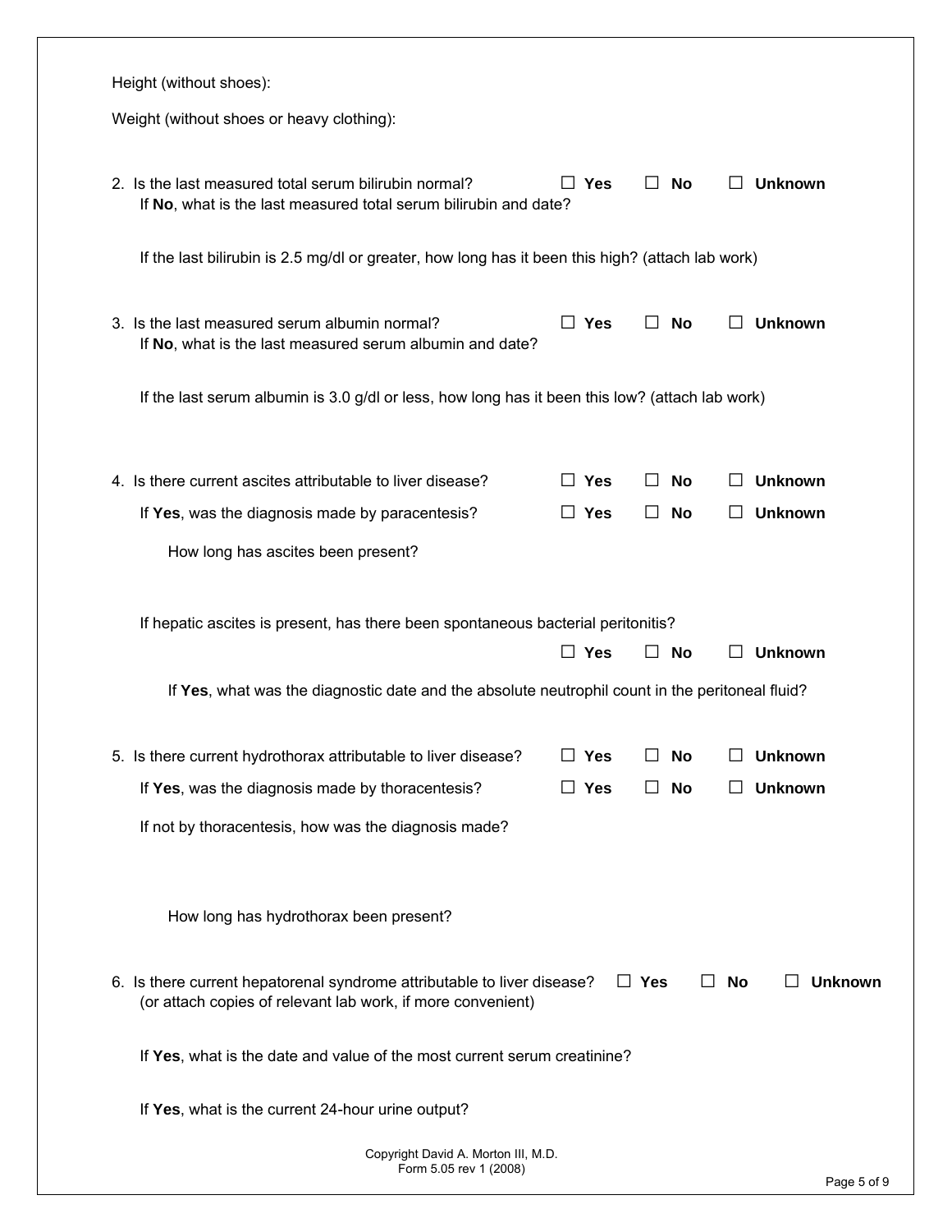Height (without shoes):

Weight (without shoes or heavy clothing):

2. Is the last measured total serum bilirubin normal? ☐ **Yes** ☐ **No** ☐ **Unknown**
   If **No**, what is the last measured total serum bilirubin and date?

   If the last bilirubin is 2.5 mg/dl or greater, how long has it been this high? (attach lab work)

3. Is the last measured serum albumin normal? ☐ **Yes** ☐ **No** ☐ **Unknown**
   If **No**, what is the last measured serum albumin and date?

   If the last serum albumin is 3.0 g/dl or less, how long has it been this low? (attach lab work)

4. Is there current ascites attributable to liver disease? ☐ **Yes** ☐ **No** ☐ **Unknown**

   If **Yes**, was the diagnosis made by paracentesis? ☐ **Yes** ☐ **No** ☐ **Unknown**

   How long has ascites been present?

   If hepatic ascites is present, has there been spontaneous bacterial peritonitis?
   ☐ **Yes** ☐ **No** ☐ **Unknown**

   If **Yes**, what was the diagnostic date and the absolute neutrophil count in the peritoneal fluid?

5. Is there current hydrothorax attributable to liver disease? ☐ **Yes** ☐ **No** ☐ **Unknown**

   If **Yes**, was the diagnosis made by thoracentesis? ☐ **Yes** ☐ **No** ☐ **Unknown**

   If not by thoracentesis, how was the diagnosis made?

   How long has hydrothorax been present?

6. Is there current hepatorenal syndrome attributable to liver disease? ☐ **Yes** ☐ **No** ☐ **Unknown**
   (or attach copies of relevant lab work, if more convenient)

   If **Yes**, what is the date and value of the most current serum creatinine?

   If **Yes**, what is the current 24-hour urine output?

Copyright David A. Morton III, M.D.
Form 5.05 rev 1 (2008)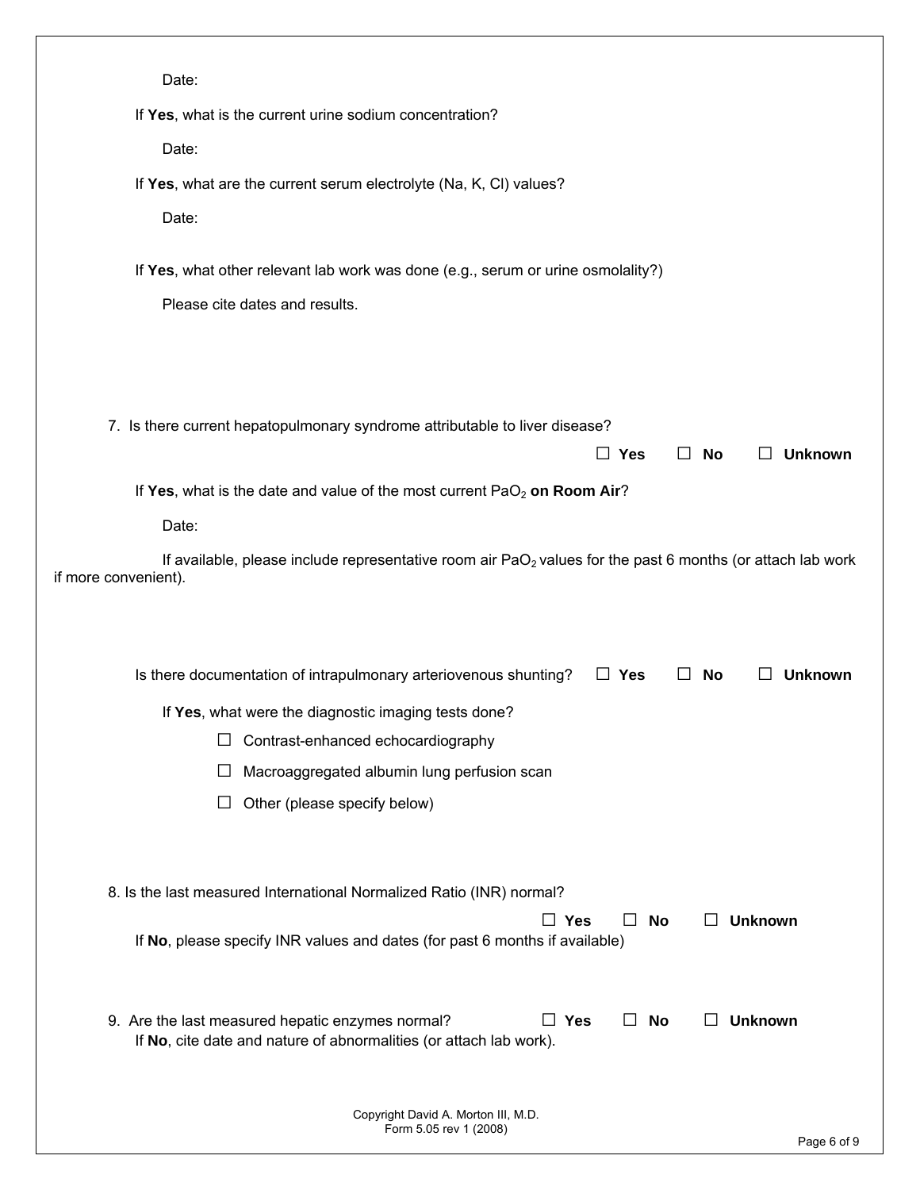Date:

If **Yes**, what is the current urine sodium concentration?

Date:

If **Yes**, what are the current serum electrolyte (Na, K, Cl) values?

Date:

If **Yes**, what other relevant lab work was done (e.g., serum or urine osmolality?)

Please cite dates and results.

7. Is there current hepatopulmonary syndrome attributable to liver disease?

☐ **Yes** ☐ **No** ☐ **Unknown**

If **Yes**, what is the date and value of the most current $PaO_2$ **on Room Air**?

Date:

If available, please include representative room air $PaO_2$ values for the past 6 months (or attach lab work if more convenient).

Is there documentation of intrapulmonary arteriovenous shunting? ☐ **Yes** ☐ **No** ☐ **Unknown**

If **Yes**, what were the diagnostic imaging tests done?

☐ Contrast-enhanced echocardiography

☐ Macroaggregated albumin lung perfusion scan

☐ Other (please specify below)

8. Is the last measured International Normalized Ratio (INR) normal?

☐ **Yes** ☐ **No** ☐ **Unknown**

If **No**, please specify INR values and dates (for past 6 months if available)

9. Are the last measured hepatic enzymes normal? ☐ **Yes** ☐ **No** ☐ **Unknown**

If **No**, cite date and nature of abnormalities (or attach lab work).

Copyright David A. Morton III, M.D.
Form 5.05 rev 1 (2008)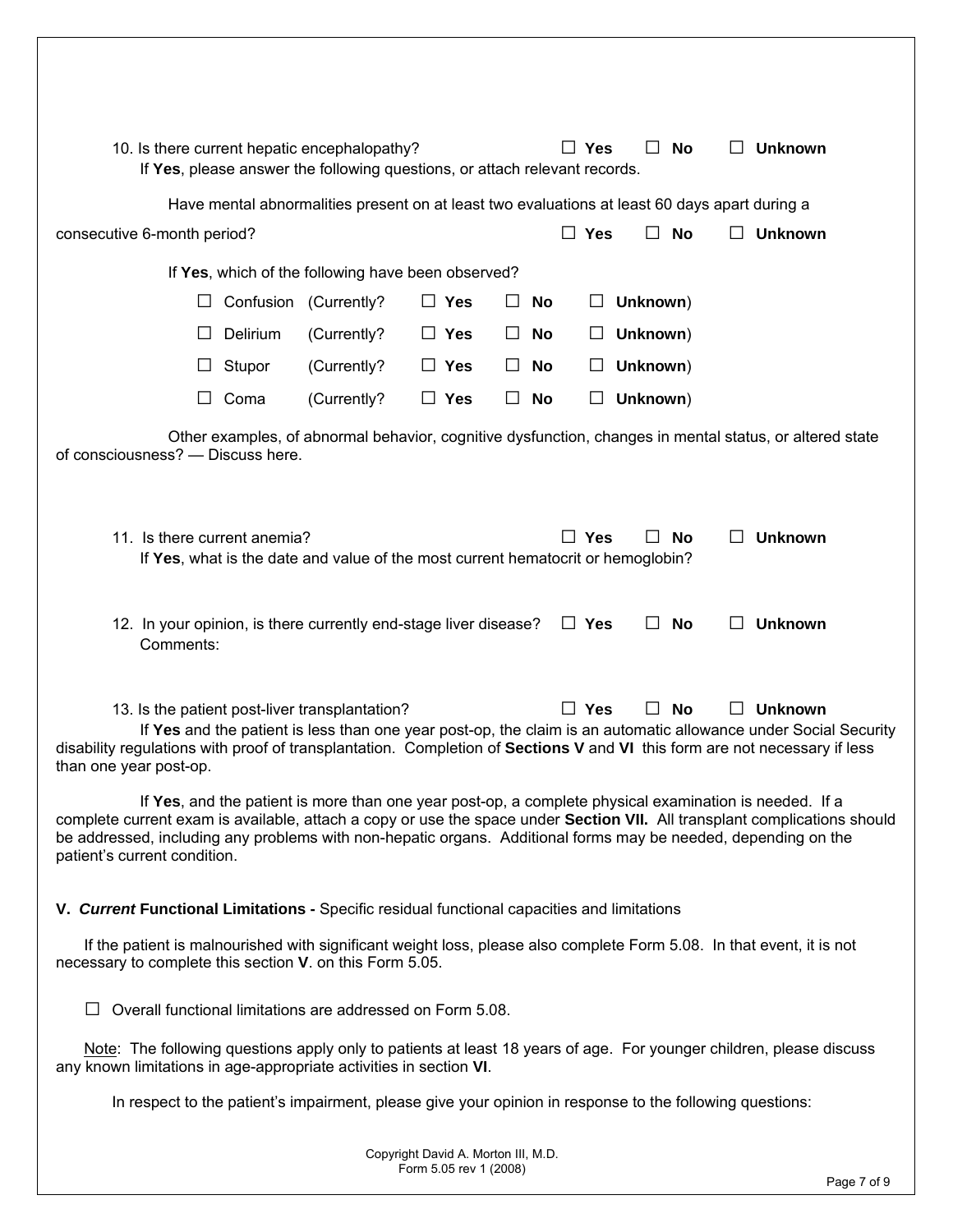10. Is there current hepatic encephalopathy? ☐ **Yes** ☐ **No** ☐ **Unknown**

If **Yes**, please answer the following questions, or attach relevant records.

Have mental abnormalities present on at least two evaluations at least 60 days apart during a consecutive 6-month period? ☐ **Yes** ☐ **No** ☐ **Unknown**

If **Yes**, which of the following have been observed?

☐ Confusion (Currently? ☐ **Yes** ☐ **No** ☐ **Unknown**)

☐ Delirium (Currently? ☐ **Yes** ☐ **No** ☐ **Unknown**)

☐ Stupor (Currently? ☐ **Yes** ☐ **No** ☐ **Unknown**)

☐ Coma (Currently? ☐ **Yes** ☐ **No** ☐ **Unknown**)

Other examples, of abnormal behavior, cognitive dysfunction, changes in mental status, or altered state of consciousness? — Discuss here.

11. Is there current anemia? ☐ **Yes** ☐ **No** ☐ **Unknown**

If **Yes**, what is the date and value of the most current hematocrit or hemoglobin?

12. In your opinion, is there currently end-stage liver disease? ☐ **Yes** ☐ **No** ☐ **Unknown**

Comments:

13. Is the patient post-liver transplantation? ☐ **Yes** ☐ **No** ☐ **Unknown**

If **Yes** and the patient is less than one year post-op, the claim is an automatic allowance under Social Security disability regulations with proof of transplantation. Completion of **Sections V** and **VI** this form are not necessary if less than one year post-op.

If **Yes**, and the patient is more than one year post-op, a complete physical examination is needed. If a complete current exam is available, attach a copy or use the space under **Section VII.** All transplant complications should be addressed, including any problems with non-hepatic organs. Additional forms may be needed, depending on the patient's current condition.

**V. *Current* Functional Limitations -** Specific residual functional capacities and limitations

If the patient is malnourished with significant weight loss, please also complete Form 5.08. In that event, it is not necessary to complete this section **V**. on this Form 5.05.

☐ Overall functional limitations are addressed on Form 5.08.

Note: The following questions apply only to patients at least 18 years of age. For younger children, please discuss any known limitations in age-appropriate activities in section **VI**.

In respect to the patient's impairment, please give your opinion in response to the following questions:

Copyright David A. Morton III, M.D.
Form 5.05 rev 1 (2008)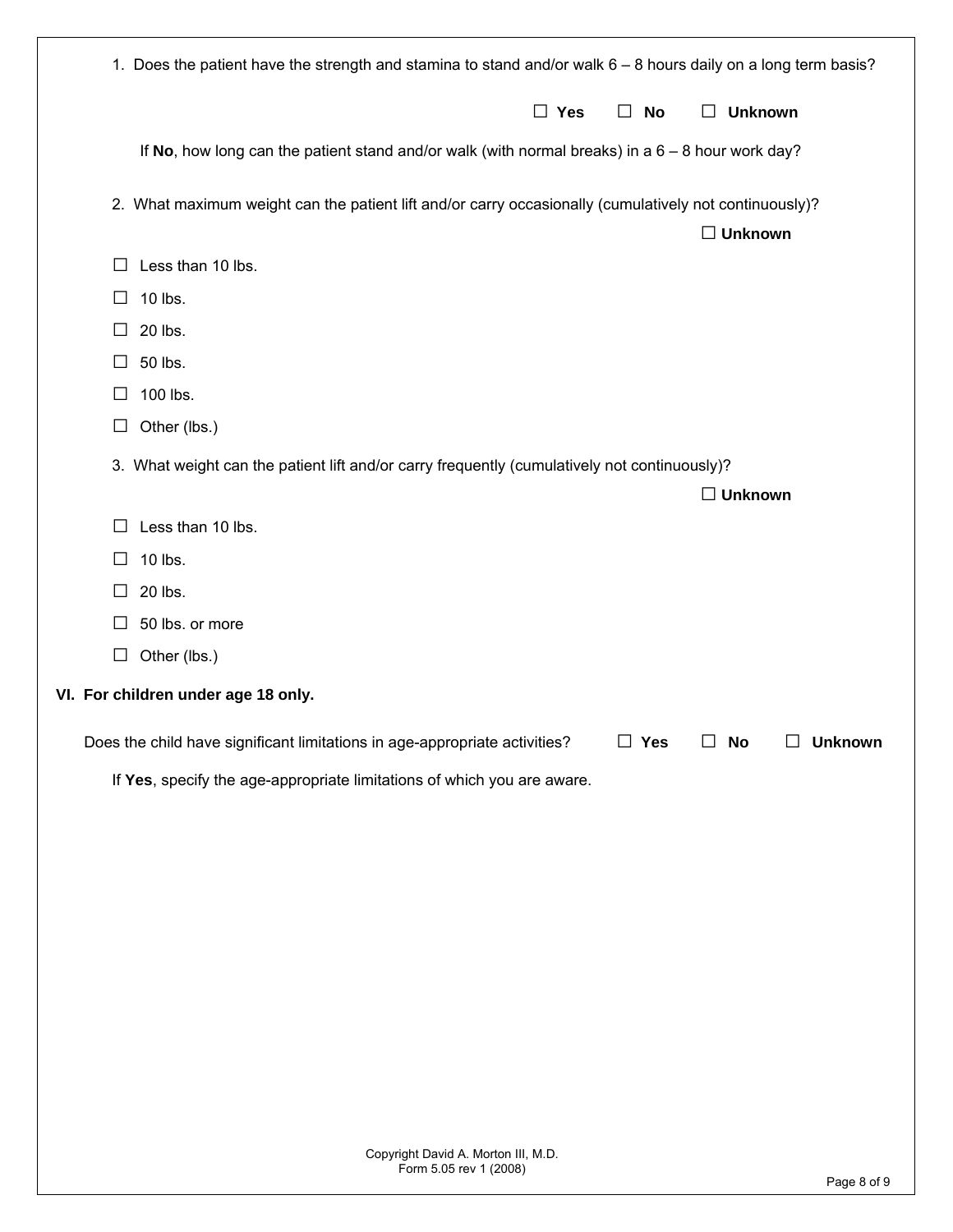1. Does the patient have the strength and stamina to stand and/or walk 6 – 8 hours daily on a long term basis?

☐ **Yes** ☐ **No** ☐ **Unknown**

If **No**, how long can the patient stand and/or walk (with normal breaks) in a 6 – 8 hour work day?

2. What maximum weight can the patient lift and/or carry occasionally (cumulatively not continuously)?

☐ **Unknown**

☐ Less than 10 lbs.

☐ 10 lbs.

☐ 20 lbs.

☐ 50 lbs.

☐ 100 lbs.

☐ Other (lbs.)

3. What weight can the patient lift and/or carry frequently (cumulatively not continuously)?

☐ **Unknown**

☐ Less than 10 lbs.

☐ 10 lbs.

☐ 20 lbs.

☐ 50 lbs. or more

☐ Other (lbs.)

## VI. For children under age 18 only.

Does the child have significant limitations in age-appropriate activities? ☐ **Yes** ☐ **No** ☐ **Unknown**

If **Yes**, specify the age-appropriate limitations of which you are aware.

Copyright David A. Morton III, M.D.
Form 5.05 rev 1 (2008)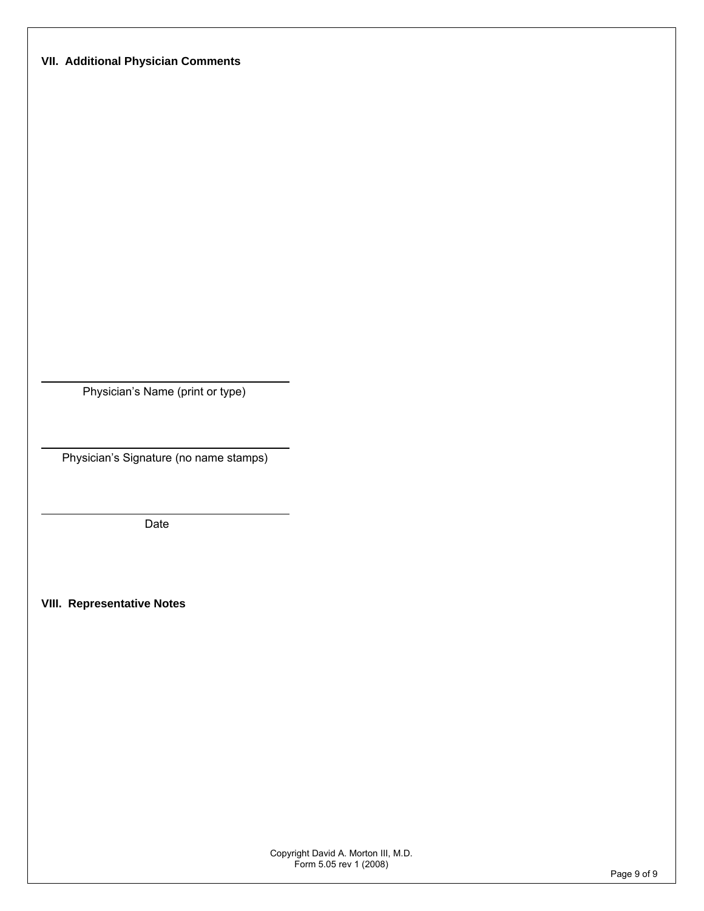### VII. Additional Physician Comments

\_\_\_\_\_\_\_\_\_\_\_\_\_\_\_\_\_\_\_\_\_\_\_\_\_\_\_\_\_\_\_\_\_\_\_\_

Physician's Name (print or type)

\_\_\_\_\_\_\_\_\_\_\_\_\_\_\_\_\_\_\_\_\_\_\_\_\_\_\_\_\_\_\_\_\_\_\_\_

Physician's Signature (no name stamps)

\_\_\_\_\_\_\_\_\_\_\_\_\_\_\_\_\_\_\_\_\_\_\_\_\_\_\_\_\_\_\_\_\_\_\_\_

Date

### VIII. Representative Notes

Copyright David A. Morton III, M.D.
Form 5.05 rev 1 (2008)